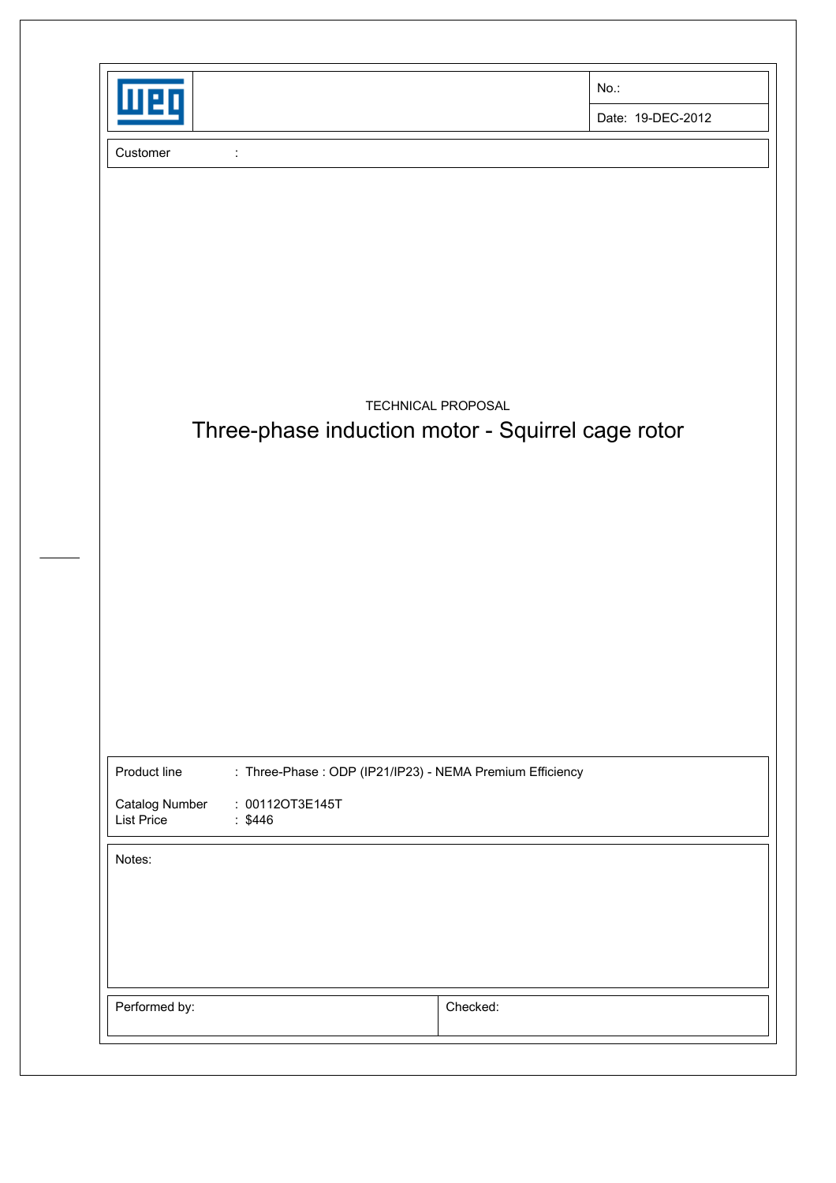| WEG | | No.: |
|---|---|---|
| | | Date: 19-DEC-2012 |

Customer :

TECHNICAL PROPOSAL

# Three-phase induction motor - Squirrel cage rotor

Product line : Three-Phase : ODP (IP21/IP23) - NEMA Premium Efficiency

Catalog Number : 00112OT3E145T
List Price : $446

Notes:

| Performed by: | Checked: |
|---|---|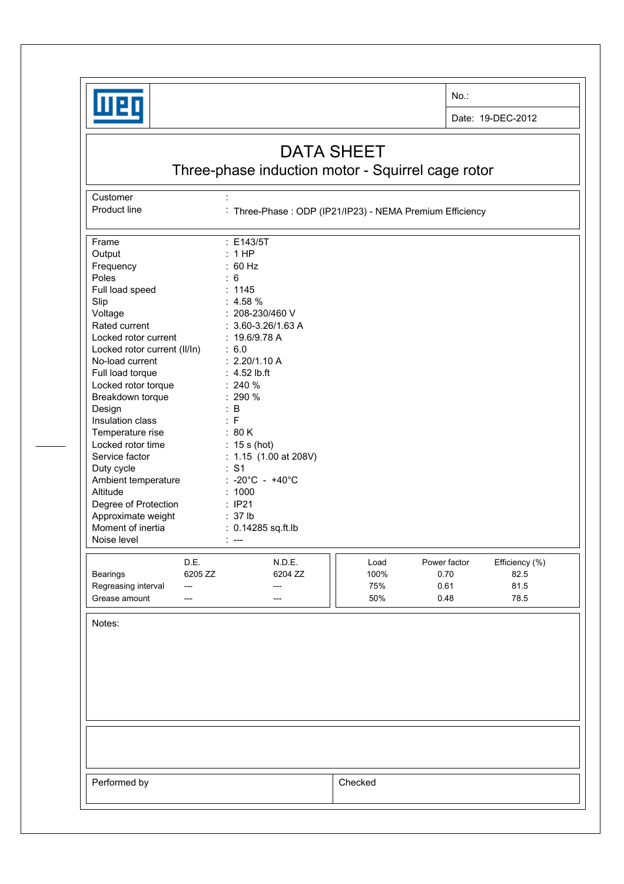WEG

| | |
|---|---|
| No.: | |
| Date: | 19-DEC-2012 |

# DATA SHEET

## Three-phase induction motor - Squirrel cage rotor

| | |
|---|---|
| Customer | : |
| Product line | : Three-Phase : ODP (IP21/IP23) - NEMA Premium Efficiency |

| | |
|---|---|
| Frame | : E143/5T |
| Output | : 1 HP |
| Frequency | : 60 Hz |
| Poles | : 6 |
| Full load speed | : 1145 |
| Slip | : 4.58 % |
| Voltage | : 208-230/460 V |
| Rated current | : 3.60-3.26/1.63 A |
| Locked rotor current | : 19.6/9.78 A |
| Locked rotor current (Il/In) | : 6.0 |
| No-load current | : 2.20/1.10 A |
| Full load torque | : 4.52 lb.ft |
| Locked rotor torque | : 240 % |
| Breakdown torque | : 290 % |
| Design | : B |
| Insulation class | : F |
| Temperature rise | : 80 K |
| Locked rotor time | : 15 s (hot) |
| Service factor | : 1.15 (1.00 at 208V) |
| Duty cycle | : S1 |
| Ambient temperature | : -20°C - +40°C |
| Altitude | : 1000 |
| Degree of Protection | : IP21 |
| Approximate weight | : 37 lb |
| Moment of inertia | : 0.14285 sq.ft.lb |
| Noise level | : --- |

| | D.E. | N.D.E. |
|---|---|---|
| Bearings | 6205 ZZ | 6204 ZZ |
| Regreasing interval | --- | --- |
| Grease amount | --- | --- |

| Load | Power factor | Efficiency (%) |
|---|---|---|
| 100% | 0.70 | 82.5 |
| 75% | 0.61 | 81.5 |
| 50% | 0.48 | 78.5 |

Notes:

| Performed by | Checked |
|---|---|
| | |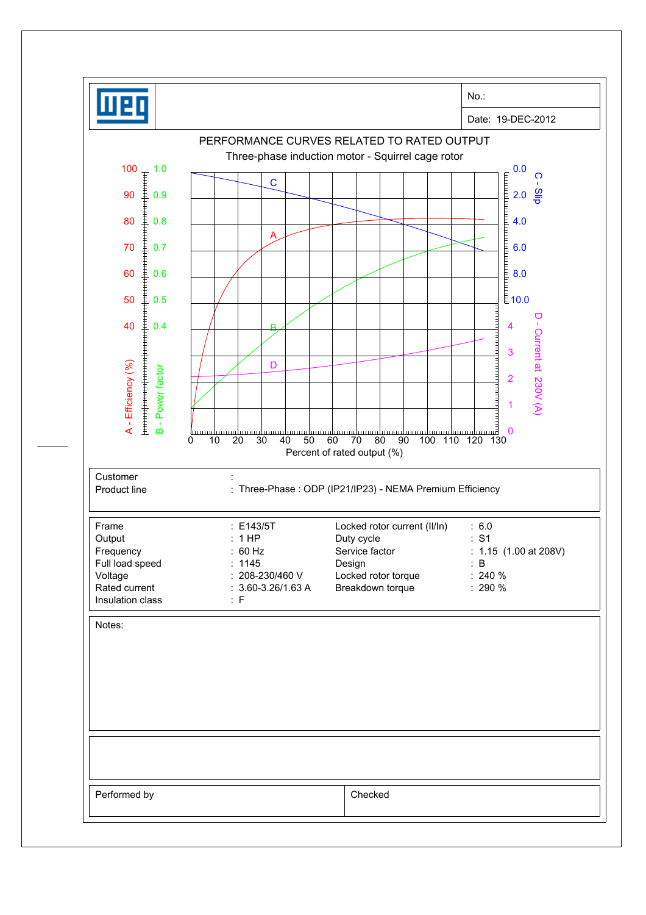| | No.: |
|---|---|
| | Date: 19-DEC-2012 |

## PERFORMANCE CURVES RELATED TO RATED OUTPUT

Three-phase induction motor - Squirrel cage rotor

A - Efficiency (%)

B - Power factor

C - Slip

D - Current at 230V (A)

Percent of rated output (%)

| | | |
|---|---|---|
| Customer | : | |
| Product line | : | Three-Phase : ODP (IP21/IP23) - NEMA Premium Efficiency |

| | | | | |
|---|---|---|---|---|
| Frame | : E143/5T | Locked rotor current (Il/In) | : | 6.0 |
| Output | : 1 HP | Duty cycle | : | S1 |
| Frequency | : 60 Hz | Service factor | : | 1.15 (1.00 at 208V) |
| Full load speed | : 1145 | Design | : | B |
| Voltage | : 208-230/460 V | Locked rotor torque | : | 240 % |
| Rated current | : 3.60-3.26/1.63 A | Breakdown torque | : | 290 % |
| Insulation class | : F | | | |

Notes:

| Performed by | Checked |
|---|---|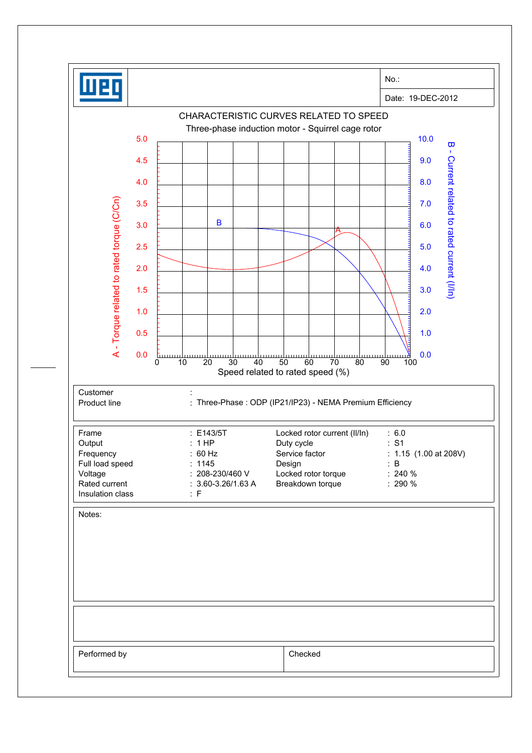No.:

Date: 19-DEC-2012

## CHARACTERISTIC CURVES RELATED TO SPEED

Three-phase induction motor - Squirrel cage rotor

A - Torque related to rated torque (C/Cn)

B - Current related to rated current (I/In)

Speed related to rated speed (%)

| | | |
|---|---|---|
| Customer | : | |
| Product line | : | Three-Phase : ODP (IP21/IP23) - NEMA Premium Efficiency |

| | | | | |
|---|---|---|---|---|
| Frame | : E143/5T | Locked rotor current (Il/In) | : | 6.0 |
| Output | : 1 HP | Duty cycle | : | S1 |
| Frequency | : 60 Hz | Service factor | : | 1.15 (1.00 at 208V) |
| Full load speed | : 1145 | Design | : | B |
| Voltage | : 208-230/460 V | Locked rotor torque | : | 240 % |
| Rated current | : 3.60-3.26/1.63 A | Breakdown torque | : | 290 % |
| Insulation class | : F | | | |

Notes:

| Performed by | Checked |
|---|---|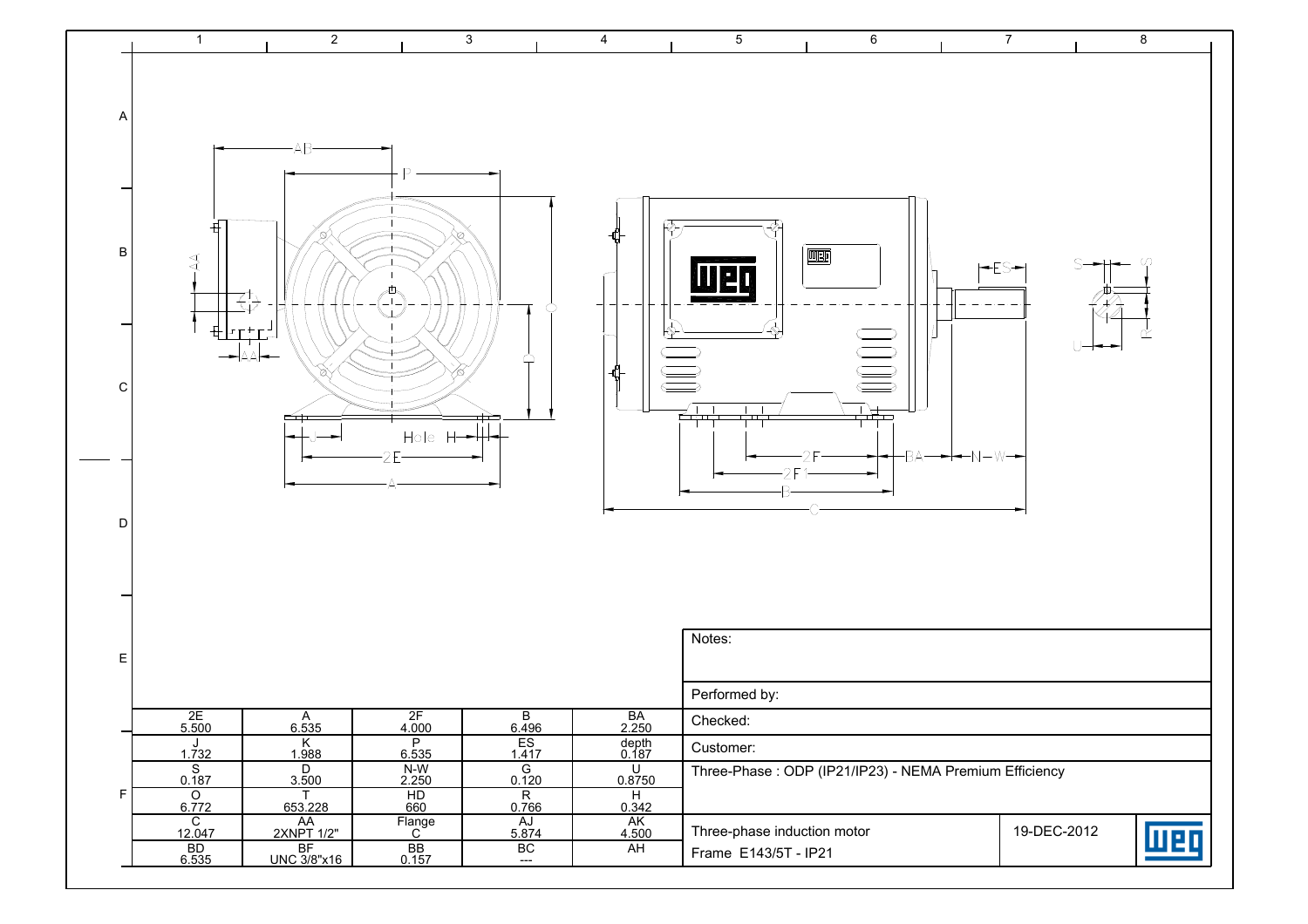| | | | | |
|---|---|---|---|---|
| 2E<br>5.500 | A<br>6.535 | 2F<br>4.000 | B<br>6.496 | BA<br>2.250 |
| J<br>1.732 | K<br>1.988 | P<br>6.535 | ES<br>1.417 | depth<br>0.187 |
| S<br>0.187 | D<br>3.500 | N-W<br>2.250 | G<br>0.120 | U<br>0.8750 |
| O<br>6.772 | T<br>653.228 | HD<br>660 | R<br>0.766 | H<br>0.342 |
| C<br>12.047 | AA<br>2XNPT 1/2" | Flange<br>C | AJ<br>5.874 | AK<br>4.500 |
| BD<br>6.535 | BF<br>UNC 3/8"x16 | BB<br>0.157 | BC<br>--- | AH |

Notes:

Performed by:

Checked:

Customer:

Three-Phase : ODP (IP21/IP23) - NEMA Premium Efficiency

Three-phase induction motor

Frame E143/5T - IP21

19-DEC-2012